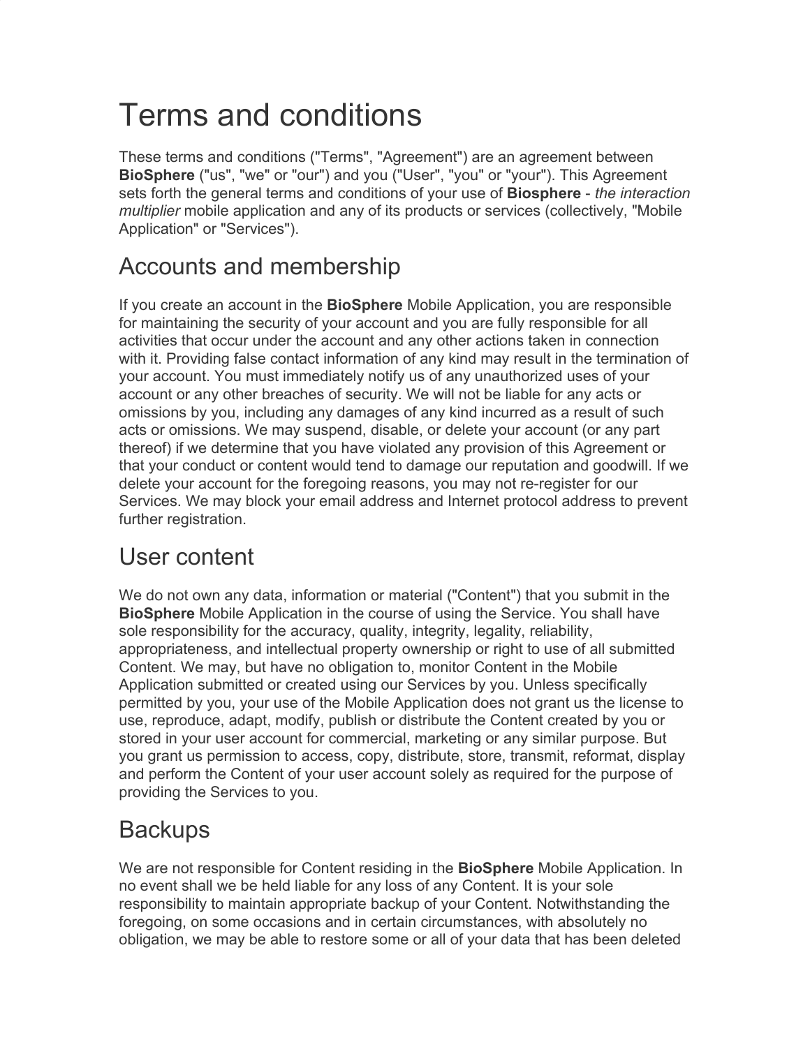# Terms and conditions

These terms and conditions ("Terms", "Agreement") are an agreement between **BioSphere** ("us", "we" or "our") and you ("User", "you" or "your"). This Agreement sets forth the general terms and conditions of your use of **Biosphere** - *the interaction multiplier* mobile application and any of its products or services (collectively, "Mobile Application" or "Services").

## Accounts and membership

If you create an account in the **BioSphere** Mobile Application, you are responsible for maintaining the security of your account and you are fully responsible for all activities that occur under the account and any other actions taken in connection with it. Providing false contact information of any kind may result in the termination of your account. You must immediately notify us of any unauthorized uses of your account or any other breaches of security. We will not be liable for any acts or omissions by you, including any damages of any kind incurred as a result of such acts or omissions. We may suspend, disable, or delete your account (or any part thereof) if we determine that you have violated any provision of this Agreement or that your conduct or content would tend to damage our reputation and goodwill. If we delete your account for the foregoing reasons, you may not re-register for our Services. We may block your email address and Internet protocol address to prevent further registration.

## User content

We do not own any data, information or material ("Content") that you submit in the **BioSphere** Mobile Application in the course of using the Service. You shall have sole responsibility for the accuracy, quality, integrity, legality, reliability, appropriateness, and intellectual property ownership or right to use of all submitted Content. We may, but have no obligation to, monitor Content in the Mobile Application submitted or created using our Services by you. Unless specifically permitted by you, your use of the Mobile Application does not grant us the license to use, reproduce, adapt, modify, publish or distribute the Content created by you or stored in your user account for commercial, marketing or any similar purpose. But you grant us permission to access, copy, distribute, store, transmit, reformat, display and perform the Content of your user account solely as required for the purpose of providing the Services to you.

## Backups

We are not responsible for Content residing in the **BioSphere** Mobile Application. In no event shall we be held liable for any loss of any Content. It is your sole responsibility to maintain appropriate backup of your Content. Notwithstanding the foregoing, on some occasions and in certain circumstances, with absolutely no obligation, we may be able to restore some or all of your data that has been deleted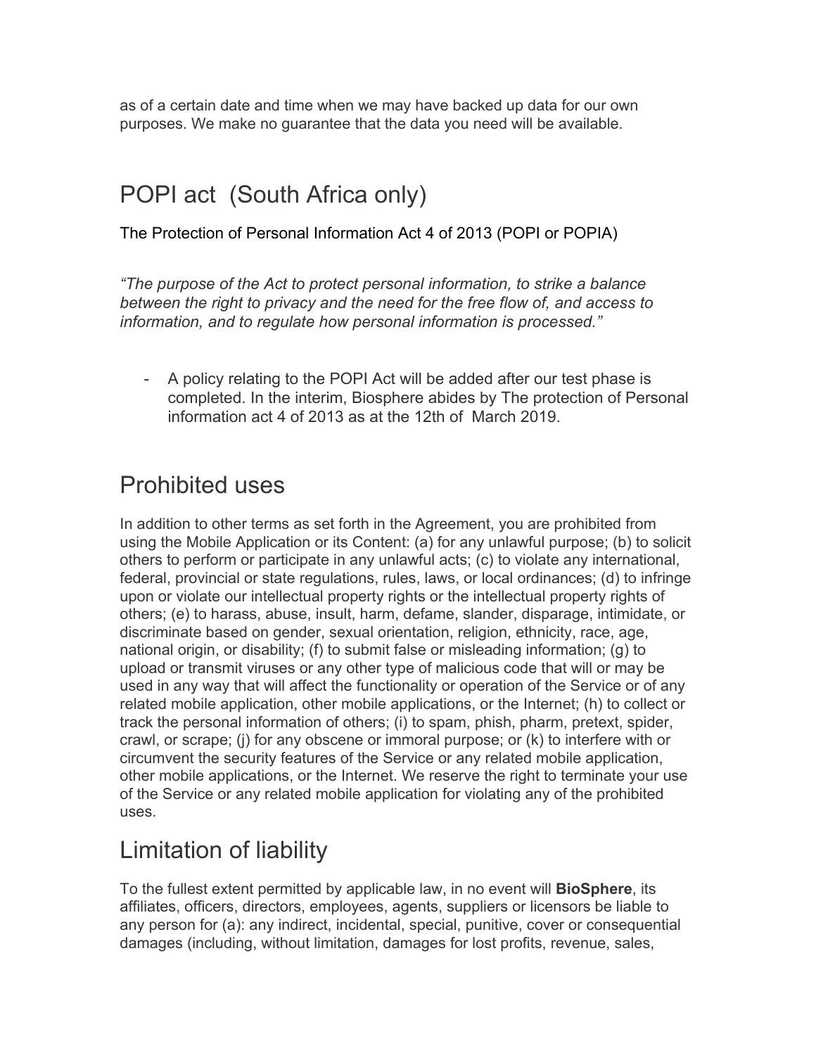as of a certain date and time when we may have backed up data for our own purposes. We make no guarantee that the data you need will be available.

## POPI act  (South Africa only)

The Protection of Personal Information Act 4 of 2013 (POPI or POPIA)

*"The purpose of the Act to protect personal information, to strike a balance between the right to privacy and the need for the free flow of, and access to information, and to regulate how personal information is processed."*

- A policy relating to the POPI Act will be added after our test phase is completed. In the interim, Biosphere abides by The protection of Personal information act 4 of 2013 as at the 12th of  March 2019.

## Prohibited uses

In addition to other terms as set forth in the Agreement, you are prohibited from using the Mobile Application or its Content: (a) for any unlawful purpose; (b) to solicit others to perform or participate in any unlawful acts; (c) to violate any international, federal, provincial or state regulations, rules, laws, or local ordinances; (d) to infringe upon or violate our intellectual property rights or the intellectual property rights of others; (e) to harass, abuse, insult, harm, defame, slander, disparage, intimidate, or discriminate based on gender, sexual orientation, religion, ethnicity, race, age, national origin, or disability; (f) to submit false or misleading information; (g) to upload or transmit viruses or any other type of malicious code that will or may be used in any way that will affect the functionality or operation of the Service or of any related mobile application, other mobile applications, or the Internet; (h) to collect or track the personal information of others; (i) to spam, phish, pharm, pretext, spider, crawl, or scrape; (j) for any obscene or immoral purpose; or (k) to interfere with or circumvent the security features of the Service or any related mobile application, other mobile applications, or the Internet. We reserve the right to terminate your use of the Service or any related mobile application for violating any of the prohibited uses.

## Limitation of liability

To the fullest extent permitted by applicable law, in no event will **BioSphere**, its affiliates, officers, directors, employees, agents, suppliers or licensors be liable to any person for (a): any indirect, incidental, special, punitive, cover or consequential damages (including, without limitation, damages for lost profits, revenue, sales,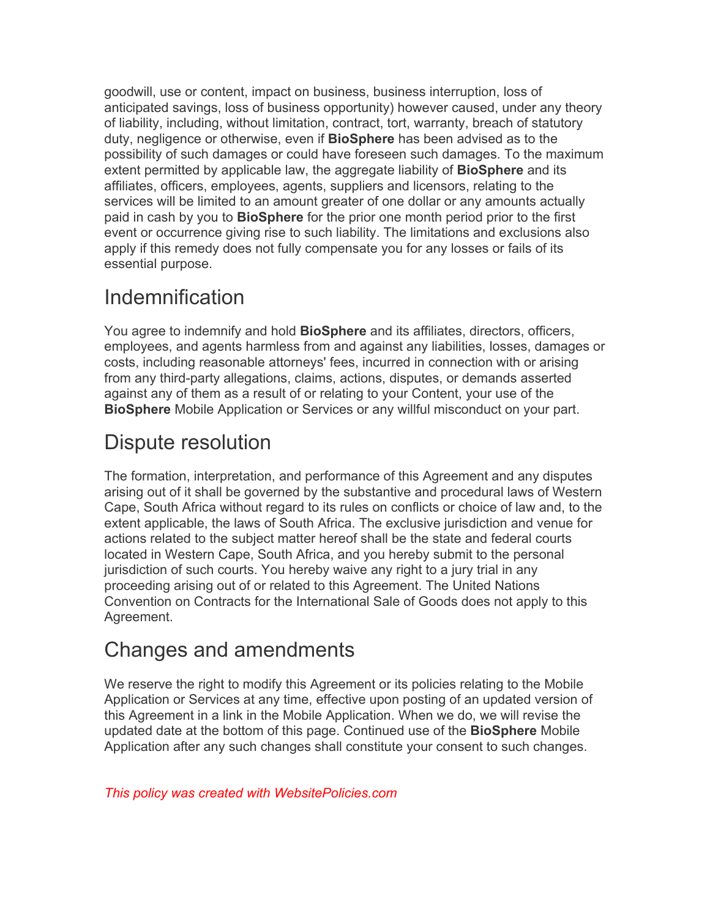goodwill, use or content, impact on business, business interruption, loss of anticipated savings, loss of business opportunity) however caused, under any theory of liability, including, without limitation, contract, tort, warranty, breach of statutory duty, negligence or otherwise, even if **BioSphere** has been advised as to the possibility of such damages or could have foreseen such damages. To the maximum extent permitted by applicable law, the aggregate liability of **BioSphere** and its affiliates, officers, employees, agents, suppliers and licensors, relating to the services will be limited to an amount greater of one dollar or any amounts actually paid in cash by you to **BioSphere** for the prior one month period prior to the first event or occurrence giving rise to such liability. The limitations and exclusions also apply if this remedy does not fully compensate you for any losses or fails of its essential purpose.

# Indemnification

You agree to indemnify and hold **BioSphere** and its affiliates, directors, officers, employees, and agents harmless from and against any liabilities, losses, damages or costs, including reasonable attorneys' fees, incurred in connection with or arising from any third-party allegations, claims, actions, disputes, or demands asserted against any of them as a result of or relating to your Content, your use of the **BioSphere** Mobile Application or Services or any willful misconduct on your part.

# Dispute resolution

The formation, interpretation, and performance of this Agreement and any disputes arising out of it shall be governed by the substantive and procedural laws of Western Cape, South Africa without regard to its rules on conflicts or choice of law and, to the extent applicable, the laws of South Africa. The exclusive jurisdiction and venue for actions related to the subject matter hereof shall be the state and federal courts located in Western Cape, South Africa, and you hereby submit to the personal jurisdiction of such courts. You hereby waive any right to a jury trial in any proceeding arising out of or related to this Agreement. The United Nations Convention on Contracts for the International Sale of Goods does not apply to this Agreement.

# Changes and amendments

We reserve the right to modify this Agreement or its policies relating to the Mobile Application or Services at any time, effective upon posting of an updated version of this Agreement in a link in the Mobile Application. When we do, we will revise the updated date at the bottom of this page. Continued use of the **BioSphere** Mobile Application after any such changes shall constitute your consent to such changes.

*This policy was created with WebsitePolicies.com*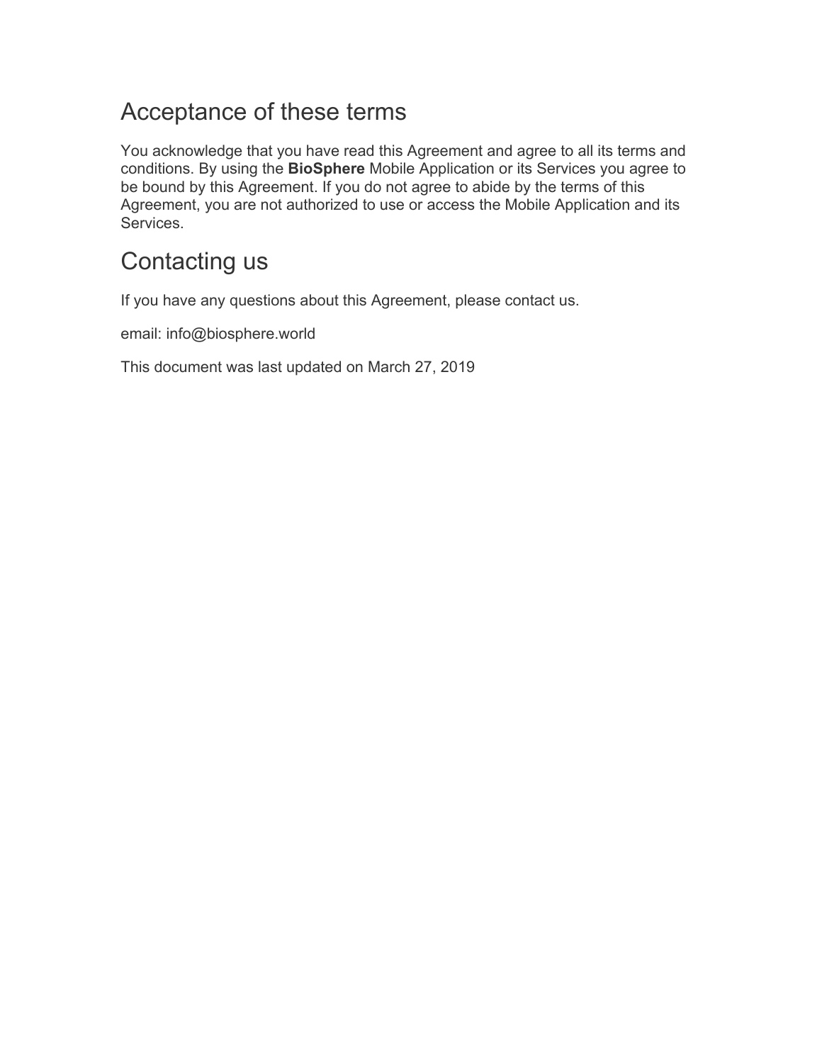## Acceptance of these terms

You acknowledge that you have read this Agreement and agree to all its terms and conditions. By using the **BioSphere** Mobile Application or its Services you agree to be bound by this Agreement. If you do not agree to abide by the terms of this Agreement, you are not authorized to use or access the Mobile Application and its Services.

## Contacting us

If you have any questions about this Agreement, please contact us.

email: info@biosphere.world

This document was last updated on March 27, 2019